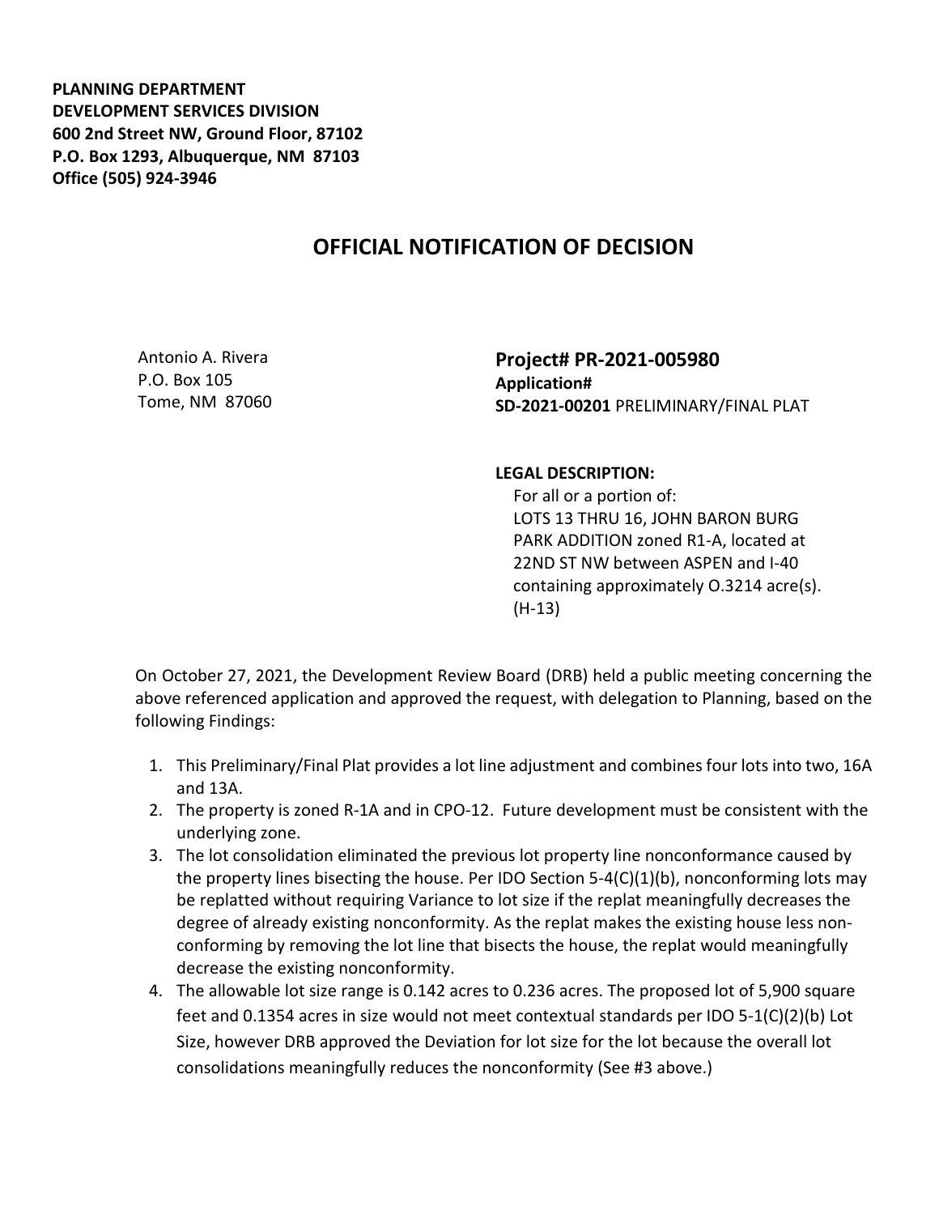**PLANNING DEPARTMENT**
**DEVELOPMENT SERVICES DIVISION**
**600 2nd Street NW, Ground Floor, 87102**
**P.O. Box 1293, Albuquerque, NM 87103**
**Office (505) 924-3946**

# OFFICIAL NOTIFICATION OF DECISION

Antonio A. Rivera
P.O. Box 105
Tome, NM 87060

**Project# PR-2021-005980**
**Application#**
**SD-2021-00201** PRELIMINARY/FINAL PLAT

**LEGAL DESCRIPTION:**
For all or a portion of:
LOTS 13 THRU 16, JOHN BARON BURG PARK ADDITION zoned R1-A, located at 22ND ST NW between ASPEN and I-40 containing approximately O.3214 acre(s). (H-13)

On October 27, 2021, the Development Review Board (DRB) held a public meeting concerning the above referenced application and approved the request, with delegation to Planning, based on the following Findings:

1. This Preliminary/Final Plat provides a lot line adjustment and combines four lots into two, 16A and 13A.
2. The property is zoned R-1A and in CPO-12. Future development must be consistent with the underlying zone.
3. The lot consolidation eliminated the previous lot property line nonconformance caused by the property lines bisecting the house. Per IDO Section 5-4(C)(1)(b), nonconforming lots may be replatted without requiring Variance to lot size if the replat meaningfully decreases the degree of already existing nonconformity. As the replat makes the existing house less non-conforming by removing the lot line that bisects the house, the replat would meaningfully decrease the existing nonconformity.
4. The allowable lot size range is 0.142 acres to 0.236 acres. The proposed lot of 5,900 square feet and 0.1354 acres in size would not meet contextual standards per IDO 5-1(C)(2)(b) Lot Size, however DRB approved the Deviation for lot size for the lot because the overall lot consolidations meaningfully reduces the nonconformity (See #3 above.)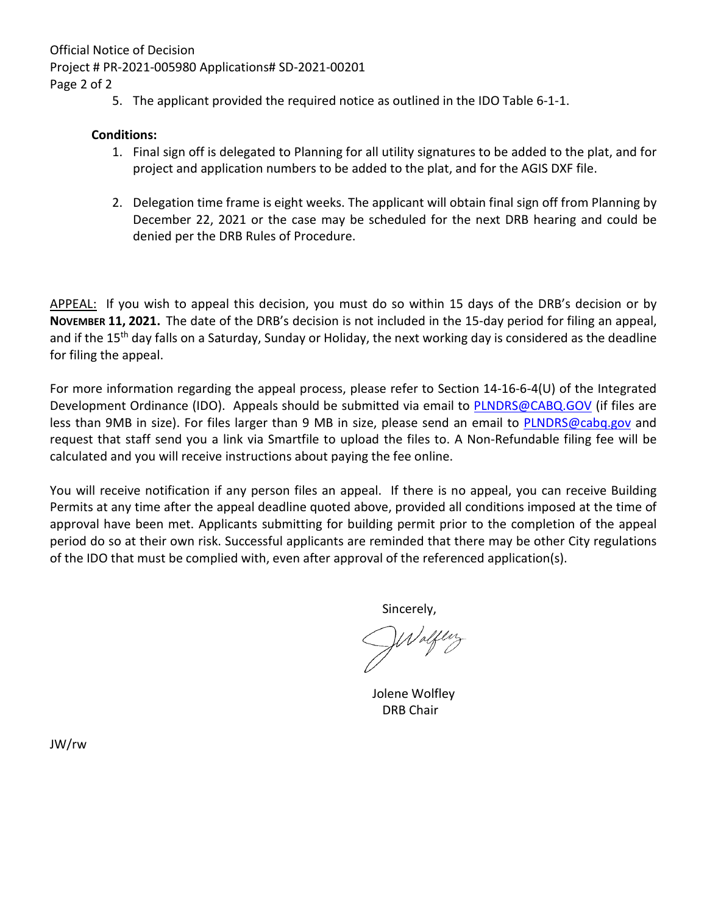5. The applicant provided the required notice as outlined in the IDO Table 6-1-1.

**Conditions:**

1. Final sign off is delegated to Planning for all utility signatures to be added to the plat, and for project and application numbers to be added to the plat, and for the AGIS DXF file.

2. Delegation time frame is eight weeks. The applicant will obtain final sign off from Planning by December 22, 2021 or the case may be scheduled for the next DRB hearing and could be denied per the DRB Rules of Procedure.

APPEAL: If you wish to appeal this decision, you must do so within 15 days of the DRB's decision or by **NOVEMBER 11, 2021.** The date of the DRB's decision is not included in the 15-day period for filing an appeal, and if the 15th day falls on a Saturday, Sunday or Holiday, the next working day is considered as the deadline for filing the appeal.

For more information regarding the appeal process, please refer to Section 14-16-6-4(U) of the Integrated Development Ordinance (IDO). Appeals should be submitted via email to PLNDRS@CABQ.GOV (if files are less than 9MB in size). For files larger than 9 MB in size, please send an email to PLNDRS@cabq.gov and request that staff send you a link via Smartfile to upload the files to. A Non-Refundable filing fee will be calculated and you will receive instructions about paying the fee online.

You will receive notification if any person files an appeal. If there is no appeal, you can receive Building Permits at any time after the appeal deadline quoted above, provided all conditions imposed at the time of approval have been met. Applicants submitting for building permit prior to the completion of the appeal period do so at their own risk. Successful applicants are reminded that there may be other City regulations of the IDO that must be complied with, even after approval of the referenced application(s).

Sincerely,

JWolfley

Jolene Wolfley
DRB Chair

JW/rw